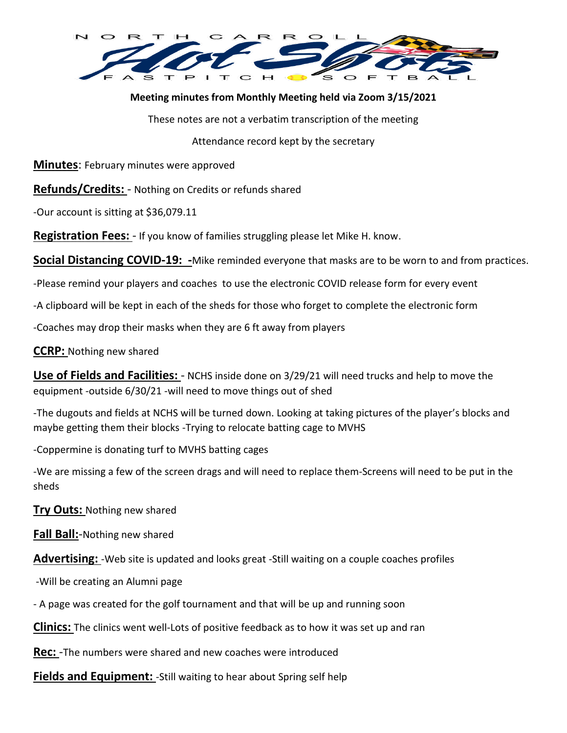**Meeting minutes from Monthly Meeting held via Zoom 3/15/2021**

These notes are not a verbatim transcription of the meeting

Attendance record kept by the secretary

**Minutes**: February minutes were approved

**Refunds/Credits:** - Nothing on Credits or refunds shared

-Our account is sitting at $36,079.11

**Registration Fees:** - If you know of families struggling please let Mike H. know.

**Social Distancing COVID-19: -**Mike reminded everyone that masks are to be worn to and from practices.

-Please remind your players and coaches to use the electronic COVID release form for every event

-A clipboard will be kept in each of the sheds for those who forget to complete the electronic form

-Coaches may drop their masks when they are 6 ft away from players

**CCRP:** Nothing new shared

**Use of Fields and Facilities:** - NCHS inside done on 3/29/21 will need trucks and help to move the equipment -outside 6/30/21 -will need to move things out of shed

-The dugouts and fields at NCHS will be turned down. Looking at taking pictures of the player's blocks and maybe getting them their blocks -Trying to relocate batting cage to MVHS

-Coppermine is donating turf to MVHS batting cages

-We are missing a few of the screen drags and will need to replace them-Screens will need to be put in the sheds

**Try Outs:** Nothing new shared

**Fall Ball:**-Nothing new shared

**Advertising:** -Web site is updated and looks great -Still waiting on a couple coaches profiles

-Will be creating an Alumni page

- A page was created for the golf tournament and that will be up and running soon

**Clinics:** The clinics went well-Lots of positive feedback as to how it was set up and ran

**Rec:** -The numbers were shared and new coaches were introduced

**Fields and Equipment:** -Still waiting to hear about Spring self help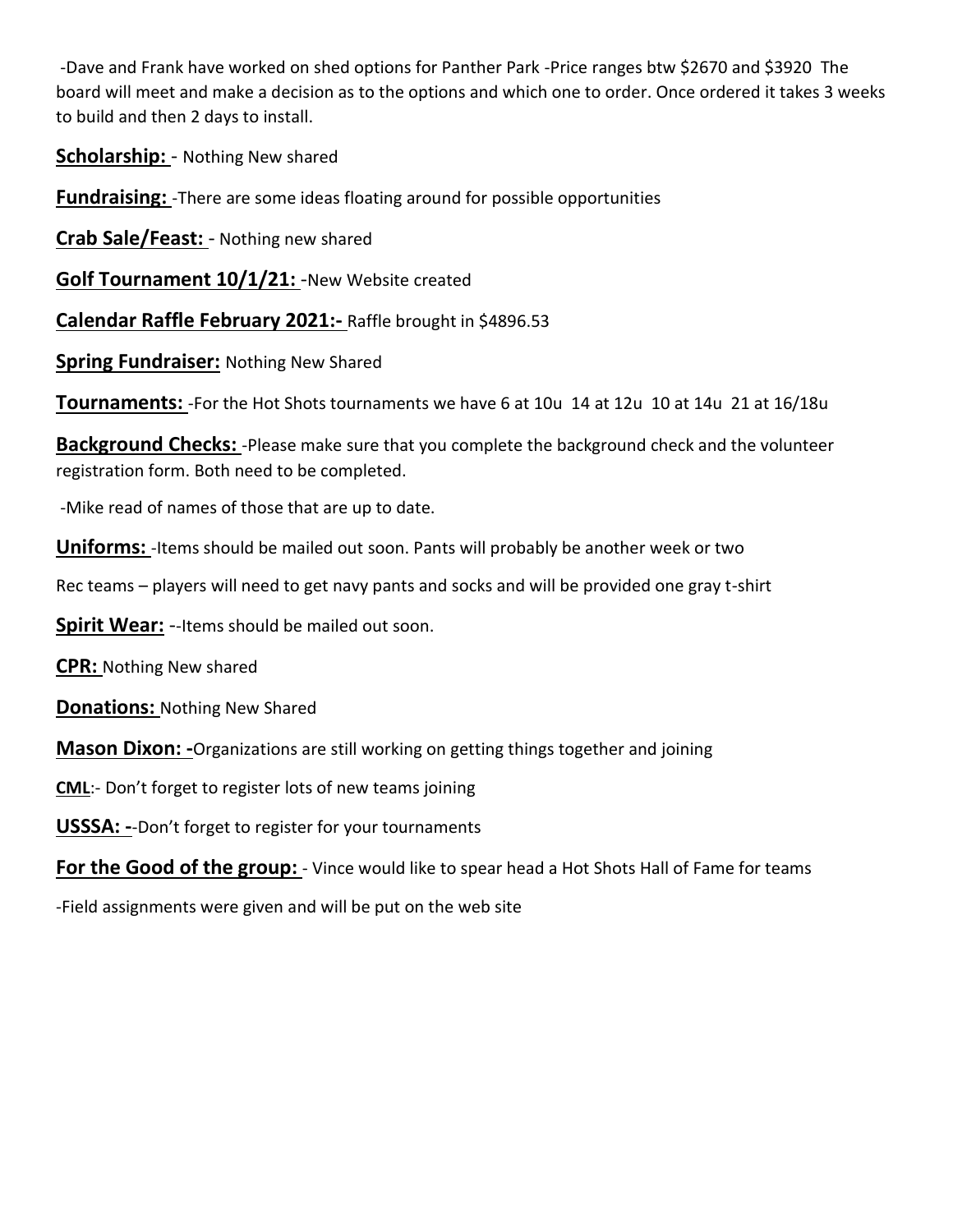-Dave and Frank have worked on shed options for Panther Park -Price ranges btw $2670 and $3920 The board will meet and make a decision as to the options and which one to order. Once ordered it takes 3 weeks to build and then 2 days to install.

**Scholarship:** - Nothing New shared

**Fundraising:** -There are some ideas floating around for possible opportunities

**Crab Sale/Feast:** - Nothing new shared

**Golf Tournament 10/1/21:** -New Website created

**Calendar Raffle February 2021:-** Raffle brought in $4896.53

**Spring Fundraiser:** Nothing New Shared

**Tournaments:** -For the Hot Shots tournaments we have 6 at 10u 14 at 12u 10 at 14u 21 at 16/18u

**Background Checks:** -Please make sure that you complete the background check and the volunteer registration form. Both need to be completed.

-Mike read of names of those that are up to date.

**Uniforms:** -Items should be mailed out soon. Pants will probably be another week or two

Rec teams – players will need to get navy pants and socks and will be provided one gray t-shirt

**Spirit Wear:** --Items should be mailed out soon.

**CPR:** Nothing New shared

**Donations:** Nothing New Shared

**Mason Dixon: -**Organizations are still working on getting things together and joining

**CML**:- Don't forget to register lots of new teams joining

**USSSA: -**-Don't forget to register for your tournaments

**For the Good of the group:** - Vince would like to spear head a Hot Shots Hall of Fame for teams

-Field assignments were given and will be put on the web site